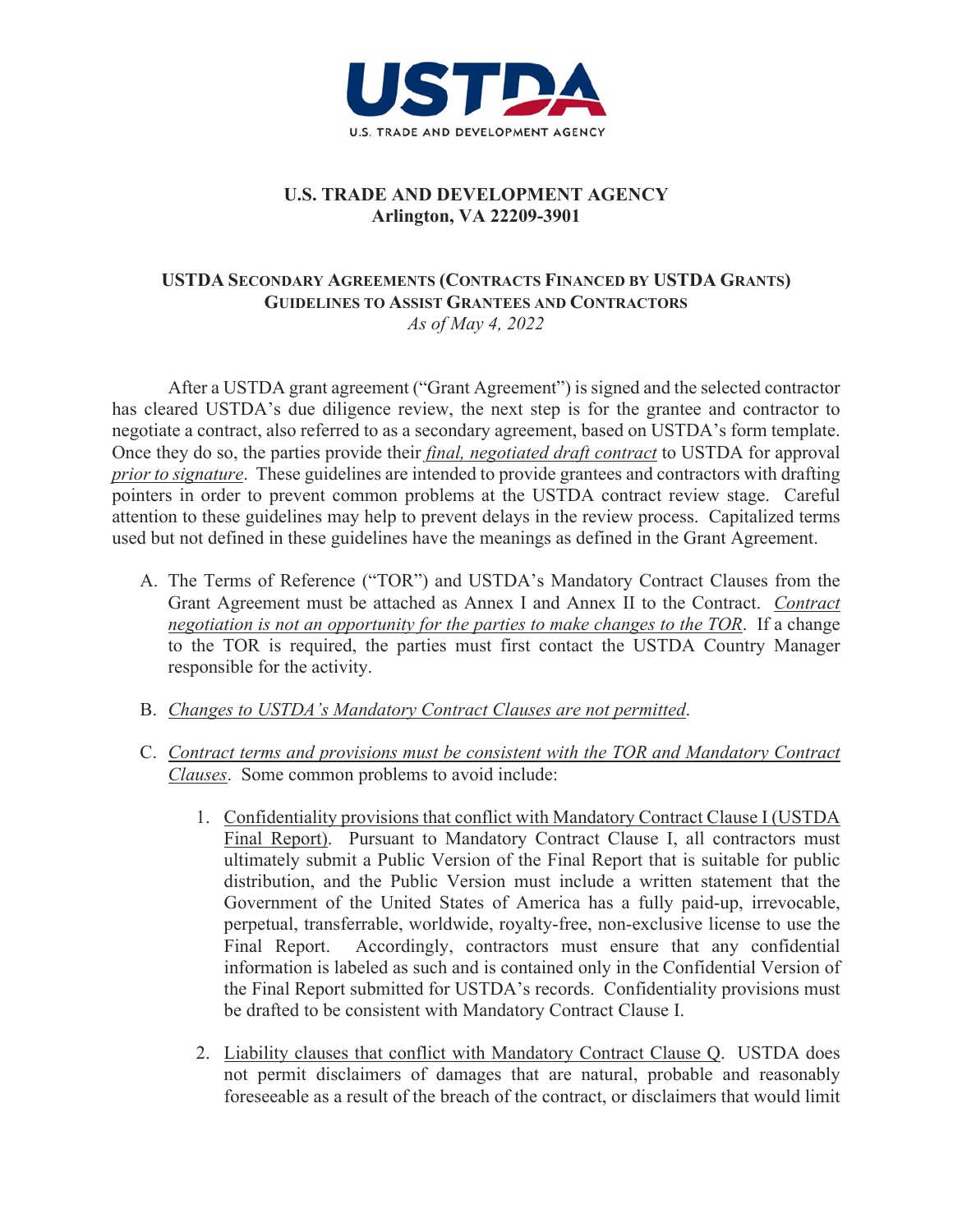USTDA

U.S. TRADE AND DEVELOPMENT AGENCY

**U.S. TRADE AND DEVELOPMENT AGENCY**
**Arlington, VA 22209-3901**

## USTDA SECONDARY AGREEMENTS (CONTRACTS FINANCED BY USTDA GRANTS) GUIDELINES TO ASSIST GRANTEES AND CONTRACTORS

*As of May 4, 2022*

After a USTDA grant agreement ("Grant Agreement") is signed and the selected contractor has cleared USTDA's due diligence review, the next step is for the grantee and contractor to negotiate a contract, also referred to as a secondary agreement, based on USTDA's form template. Once they do so, the parties provide their <u>*final, negotiated draft contract*</u> to USTDA for approval <u>*prior to signature*</u>. These guidelines are intended to provide grantees and contractors with drafting pointers in order to prevent common problems at the USTDA contract review stage. Careful attention to these guidelines may help to prevent delays in the review process. Capitalized terms used but not defined in these guidelines have the meanings as defined in the Grant Agreement.

A. The Terms of Reference ("TOR") and USTDA's Mandatory Contract Clauses from the Grant Agreement must be attached as Annex I and Annex II to the Contract. <u>*Contract negotiation is not an opportunity for the parties to make changes to the TOR*</u>. If a change to the TOR is required, the parties must first contact the USTDA Country Manager responsible for the activity.

B. <u>*Changes to USTDA's Mandatory Contract Clauses are not permitted*</u>.

C. <u>*Contract terms and provisions must be consistent with the TOR and Mandatory Contract Clauses*</u>. Some common problems to avoid include:

   1. <u>Confidentiality provisions that conflict with Mandatory Contract Clause I (USTDA Final Report)</u>. Pursuant to Mandatory Contract Clause I, all contractors must ultimately submit a Public Version of the Final Report that is suitable for public distribution, and the Public Version must include a written statement that the Government of the United States of America has a fully paid-up, irrevocable, perpetual, transferrable, worldwide, royalty-free, non-exclusive license to use the Final Report. Accordingly, contractors must ensure that any confidential information is labeled as such and is contained only in the Confidential Version of the Final Report submitted for USTDA's records. Confidentiality provisions must be drafted to be consistent with Mandatory Contract Clause I.

   2. <u>Liability clauses that conflict with Mandatory Contract Clause Q</u>. USTDA does not permit disclaimers of damages that are natural, probable and reasonably foreseeable as a result of the breach of the contract, or disclaimers that would limit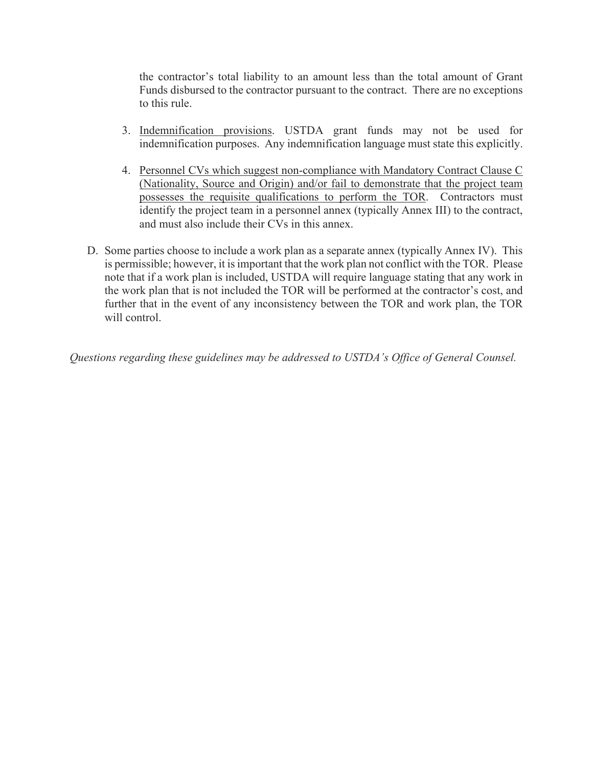the contractor's total liability to an amount less than the total amount of Grant Funds disbursed to the contractor pursuant to the contract. There are no exceptions to this rule.

3. <u>Indemnification provisions</u>. USTDA grant funds may not be used for indemnification purposes. Any indemnification language must state this explicitly.

4. <u>Personnel CVs which suggest non-compliance with Mandatory Contract Clause C (Nationality, Source and Origin) and/or fail to demonstrate that the project team possesses the requisite qualifications to perform the TOR</u>. Contractors must identify the project team in a personnel annex (typically Annex III) to the contract, and must also include their CVs in this annex.

D. Some parties choose to include a work plan as a separate annex (typically Annex IV). This is permissible; however, it is important that the work plan not conflict with the TOR. Please note that if a work plan is included, USTDA will require language stating that any work in the work plan that is not included the TOR will be performed at the contractor's cost, and further that in the event of any inconsistency between the TOR and work plan, the TOR will control.

*Questions regarding these guidelines may be addressed to USTDA's Office of General Counsel.*